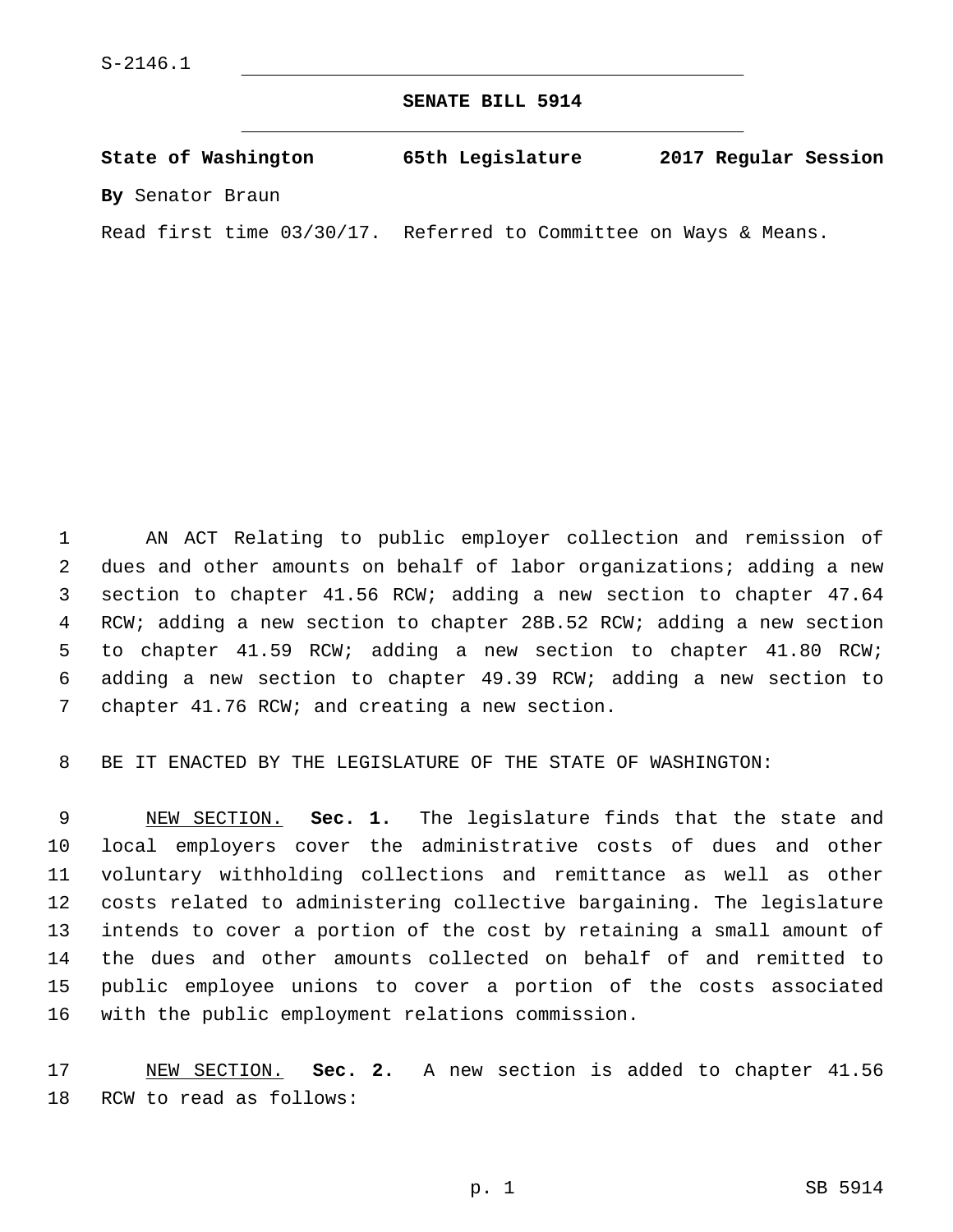S-2146.1

# SENATE BILL 5914

**State of Washington 65th Legislature 2017 Regular Session**

**By** Senator Braun

Read first time 03/30/17. Referred to Committee on Ways & Means.

AN ACT Relating to public employer collection and remission of dues and other amounts on behalf of labor organizations; adding a new section to chapter 41.56 RCW; adding a new section to chapter 47.64 RCW; adding a new section to chapter 28B.52 RCW; adding a new section to chapter 41.59 RCW; adding a new section to chapter 41.80 RCW; adding a new section to chapter 49.39 RCW; adding a new section to chapter 41.76 RCW; and creating a new section.

BE IT ENACTED BY THE LEGISLATURE OF THE STATE OF WASHINGTON:

NEW SECTION. **Sec. 1.** The legislature finds that the state and local employers cover the administrative costs of dues and other voluntary withholding collections and remittance as well as other costs related to administering collective bargaining. The legislature intends to cover a portion of the cost by retaining a small amount of the dues and other amounts collected on behalf of and remitted to public employee unions to cover a portion of the costs associated with the public employment relations commission.

NEW SECTION. **Sec. 2.** A new section is added to chapter 41.56 RCW to read as follows: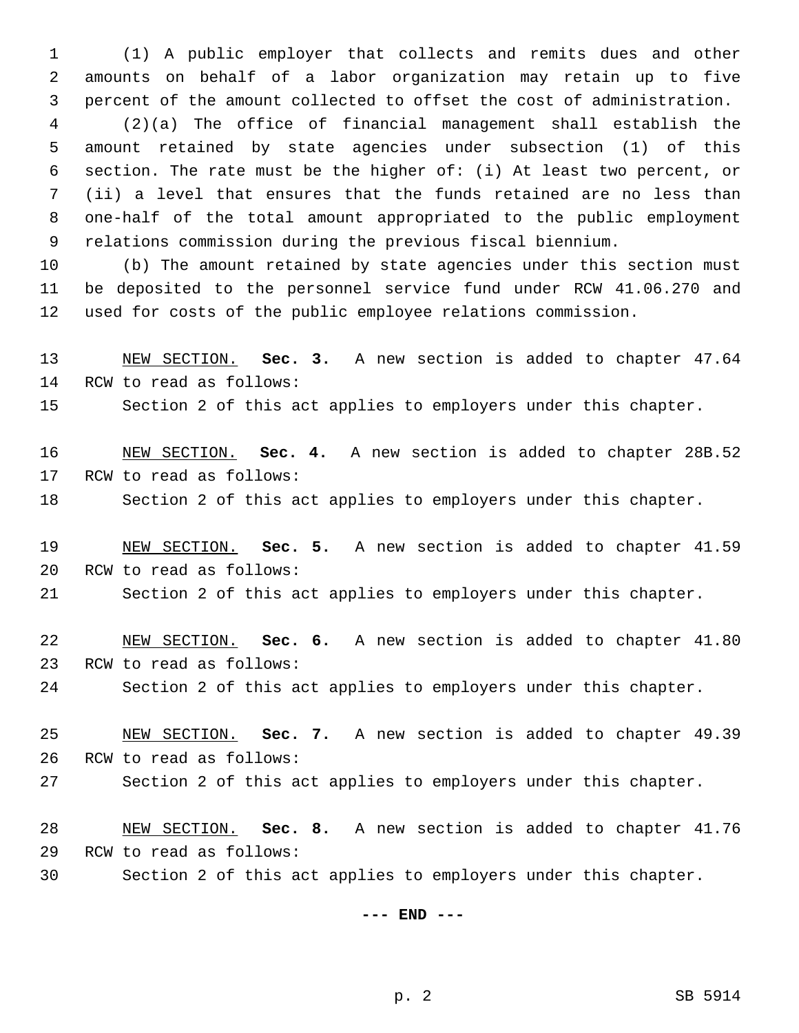(1) A public employer that collects and remits dues and other amounts on behalf of a labor organization may retain up to five percent of the amount collected to offset the cost of administration.

(2)(a) The office of financial management shall establish the amount retained by state agencies under subsection (1) of this section. The rate must be the higher of: (i) At least two percent, or (ii) a level that ensures that the funds retained are no less than one-half of the total amount appropriated to the public employment relations commission during the previous fiscal biennium.

(b) The amount retained by state agencies under this section must be deposited to the personnel service fund under RCW 41.06.270 and used for costs of the public employee relations commission.

NEW SECTION. **Sec. 3.** A new section is added to chapter 47.64 RCW to read as follows:

Section 2 of this act applies to employers under this chapter.

NEW SECTION. **Sec. 4.** A new section is added to chapter 28B.52 RCW to read as follows:

Section 2 of this act applies to employers under this chapter.

NEW SECTION. **Sec. 5.** A new section is added to chapter 41.59 RCW to read as follows:

Section 2 of this act applies to employers under this chapter.

NEW SECTION. **Sec. 6.** A new section is added to chapter 41.80 RCW to read as follows:

Section 2 of this act applies to employers under this chapter.

NEW SECTION. **Sec. 7.** A new section is added to chapter 49.39 RCW to read as follows:

Section 2 of this act applies to employers under this chapter.

NEW SECTION. **Sec. 8.** A new section is added to chapter 41.76 RCW to read as follows:

Section 2 of this act applies to employers under this chapter.

**--- END ---**